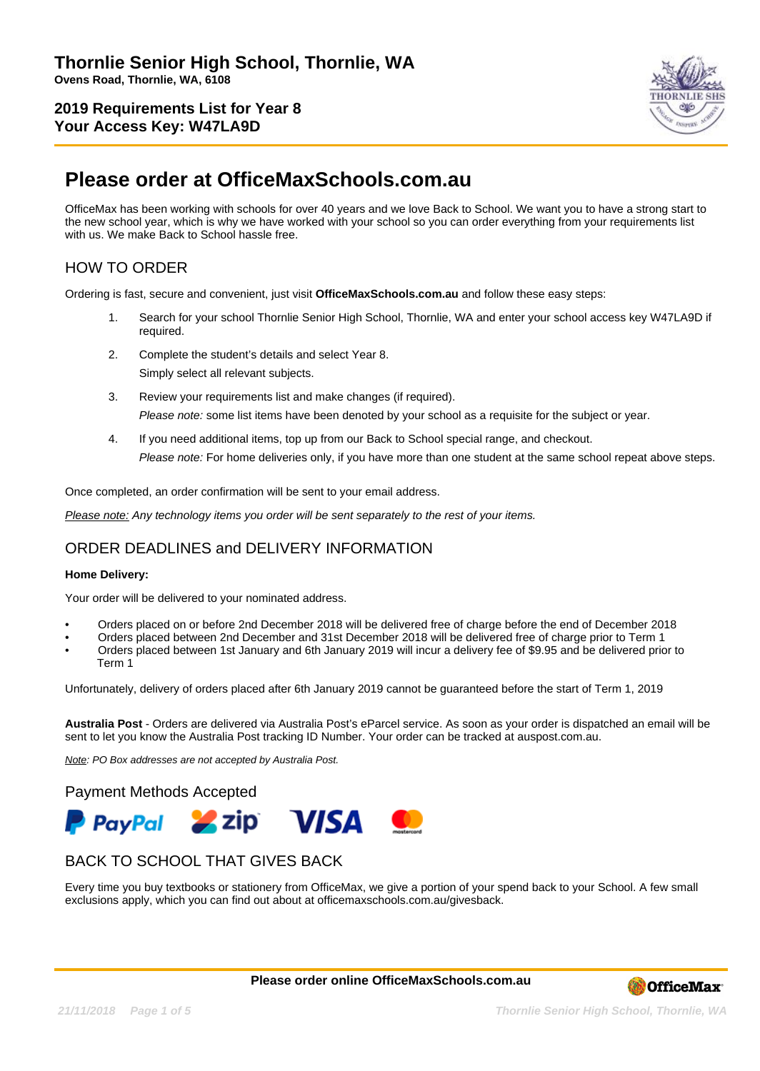# Thornlie Senior High School, Thornlie, WA

**Ovens Road, Thornlie, WA, 6108**

**2019 Requirements List for Year 8**
**Your Access Key: W47LA9D**

## Please order at OfficeMaxSchools.com.au

OfficeMax has been working with schools for over 40 years and we love Back to School. We want you to have a strong start to the new school year, which is why we have worked with your school so you can order everything from your requirements list with us. We make Back to School hassle free.

### HOW TO ORDER

Ordering is fast, secure and convenient, just visit **OfficeMaxSchools.com.au** and follow these easy steps:

1. Search for your school Thornlie Senior High School, Thornlie, WA and enter your school access key W47LA9D if required.
2. Complete the student's details and select Year 8.
   Simply select all relevant subjects.
3. Review your requirements list and make changes (if required).
   *Please note:* some list items have been denoted by your school as a requisite for the subject or year.
4. If you need additional items, top up from our Back to School special range, and checkout.
   *Please note:* For home deliveries only, if you have more than one student at the same school repeat above steps.

Once completed, an order confirmation will be sent to your email address.

*Please note: Any technology items you order will be sent separately to the rest of your items.*

### ORDER DEADLINES and DELIVERY INFORMATION

**Home Delivery:**

Your order will be delivered to your nominated address.

- Orders placed on or before 2nd December 2018 will be delivered free of charge before the end of December 2018
- Orders placed between 2nd December and 31st December 2018 will be delivered free of charge prior to Term 1
- Orders placed between 1st January and 6th January 2019 will incur a delivery fee of $9.95 and be delivered prior to Term 1

Unfortunately, delivery of orders placed after 6th January 2019 cannot be guaranteed before the start of Term 1, 2019

**Australia Post** - Orders are delivered via Australia Post's eParcel service. As soon as your order is dispatched an email will be sent to let you know the Australia Post tracking ID Number. Your order can be tracked at auspost.com.au.

*Note: PO Box addresses are not accepted by Australia Post.*

### Payment Methods Accepted

PayPal, zip, VISA, mastercard

### BACK TO SCHOOL THAT GIVES BACK

Every time you buy textbooks or stationery from OfficeMax, we give a portion of your spend back to your School. A few small exclusions apply, which you can find out about at officemaxschools.com.au/givesback.

**Please order online OfficeMaxSchools.com.au**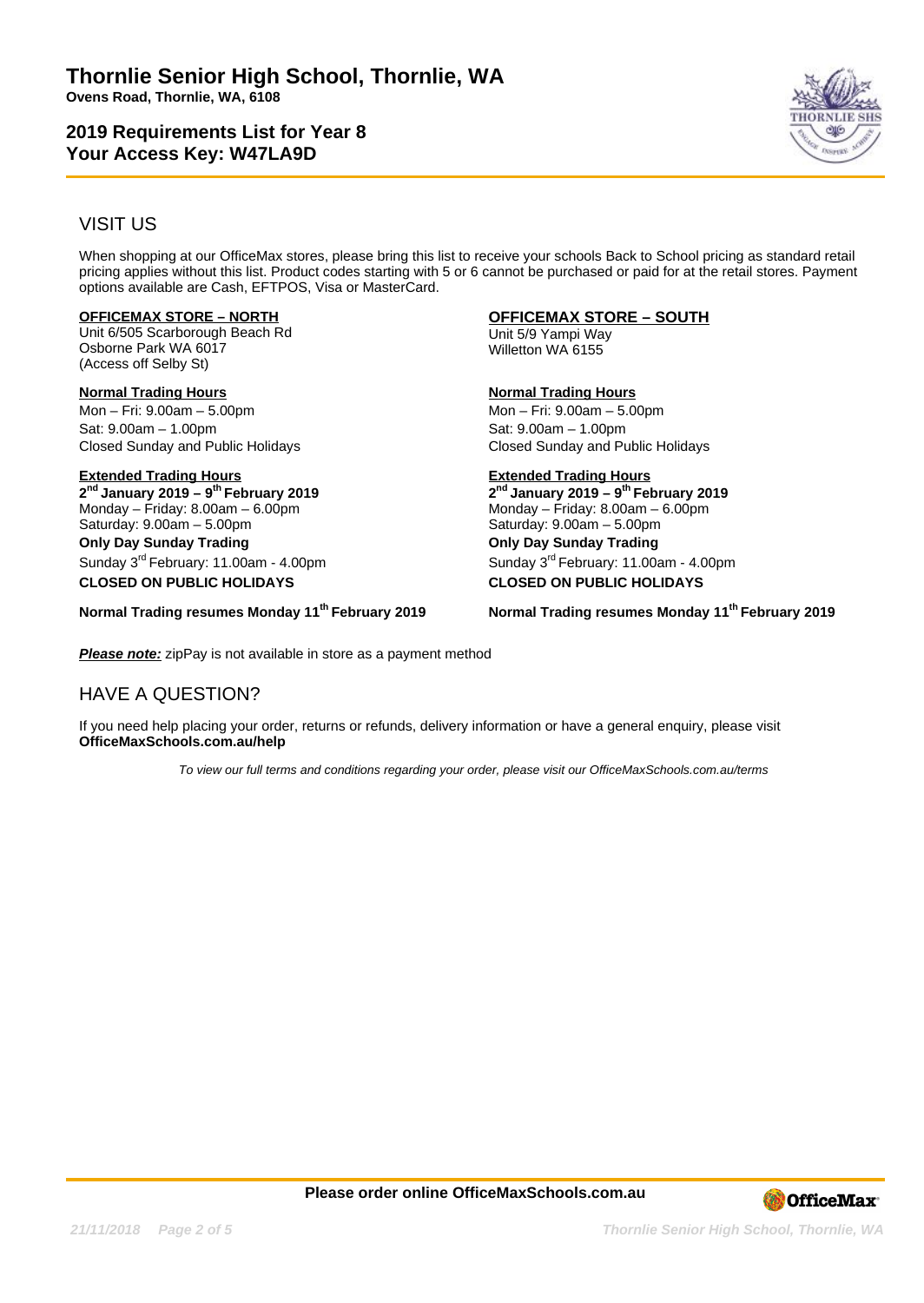# Thornlie Senior High School, Thornlie, WA

**Ovens Road, Thornlie, WA, 6108**

## 2019 Requirements List for Year 8
## Your Access Key: W47LA9D

## VISIT US

When shopping at our OfficeMax stores, please bring this list to receive your schools Back to School pricing as standard retail pricing applies without this list. Product codes starting with 5 or 6 cannot be purchased or paid for at the retail stores. Payment options available are Cash, EFTPOS, Visa or MasterCard.

**OFFICEMAX STORE – NORTH**
Unit 6/505 Scarborough Beach Rd
Osborne Park WA 6017
(Access off Selby St)

**Normal Trading Hours**
Mon – Fri: 9.00am – 5.00pm
Sat: 9.00am – 1.00pm
Closed Sunday and Public Holidays

**Extended Trading Hours**
**2nd January 2019 – 9th February 2019**
Monday – Friday: 8.00am – 6.00pm
Saturday: 9.00am – 5.00pm
**Only Day Sunday Trading**
Sunday 3rd February: 11.00am - 4.00pm
**CLOSED ON PUBLIC HOLIDAYS**

**Normal Trading resumes Monday 11th February 2019**

**OFFICEMAX STORE – SOUTH**
Unit 5/9 Yampi Way
Willetton WA 6155

**Normal Trading Hours**
Mon – Fri: 9.00am – 5.00pm
Sat: 9.00am – 1.00pm
Closed Sunday and Public Holidays

**Extended Trading Hours**
**2nd January 2019 – 9th February 2019**
Monday – Friday: 8.00am – 6.00pm
Saturday: 9.00am – 5.00pm
**Only Day Sunday Trading**
Sunday 3rd February: 11.00am - 4.00pm
**CLOSED ON PUBLIC HOLIDAYS**

**Normal Trading resumes Monday 11th February 2019**

***Please note:*** zipPay is not available in store as a payment method

## HAVE A QUESTION?

If you need help placing your order, returns or refunds, delivery information or have a general enquiry, please visit **OfficeMaxSchools.com.au/help**

*To view our full terms and conditions regarding your order, please visit our OfficeMaxSchools.com.au/terms*

**Please order online OfficeMaxSchools.com.au**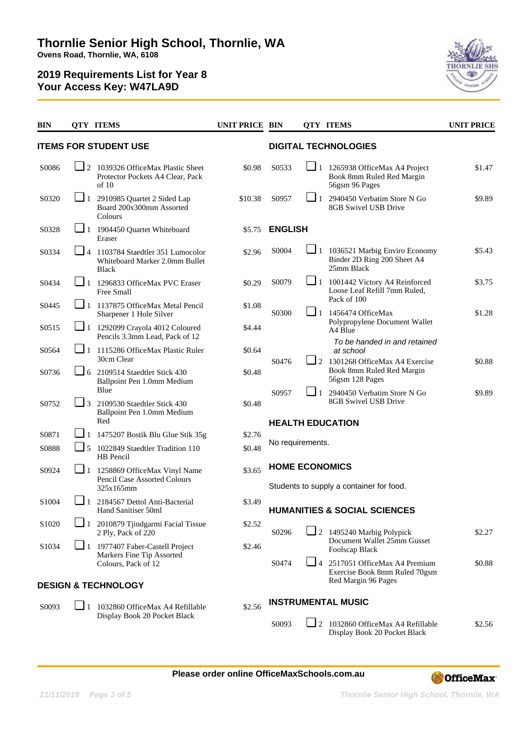# Thornlie Senior High School, Thornlie, WA

**Ovens Road, Thornlie, WA, 6108**

## 2019 Requirements List for Year 8
## Your Access Key: W47LA9D

### ITEMS FOR STUDENT USE

| BIN | QTY | ITEMS | UNIT PRICE |
|---|---|---|---|
| S0086 | 2 | 1039326 OfficeMax Plastic Sheet Protector Pockets A4 Clear, Pack of 10 | $0.98 |
| S0320 | 1 | 2910985 Quartet 2 Sided Lap Board 200x300mm Assorted Colours | $10.38 |
| S0328 | 1 | 1904450 Quartet Whiteboard Eraser | $5.75 |
| S0334 | 4 | 1103784 Staedtler 351 Lumocolor Whiteboard Marker 2.0mm Bullet Black | $2.96 |
| S0434 | 1 | 1296833 OfficeMax PVC Eraser Free Small | $0.29 |
| S0445 | 1 | 1137875 OfficeMax Metal Pencil Sharpener 1 Hole Silver | $1.08 |
| S0515 | 1 | 1292099 Crayola 4012 Coloured Pencils 3.3mm Lead, Pack of 12 | $4.44 |
| S0564 | 1 | 1115286 OfficeMax Plastic Ruler 30cm Clear | $0.64 |
| S0736 | 6 | 2109514 Staedtler Stick 430 Ballpoint Pen 1.0mm Medium Blue | $0.48 |
| S0752 | 3 | 2109530 Staedtler Stick 430 Ballpoint Pen 1.0mm Medium Red | $0.48 |
| S0871 | 1 | 1475207 Bostik Blu Glue Stik 35g | $2.76 |
| S0888 | 5 | 1022849 Staedtler Tradition 110 HB Pencil | $0.48 |
| S0924 | 1 | 1258869 OfficeMax Vinyl Name Pencil Case Assorted Colours 325x165mm | $3.65 |
| S1004 | 1 | 2184567 Dettol Anti-Bacterial Hand Sanitiser 50ml | $3.49 |
| S1020 | 1 | 2010879 Tjindgarmi Facial Tissue 2 Ply, Pack of 220 | $2.52 |
| S1034 | 1 | 1977407 Faber-Castell Project Markers Fine Tip Assorted Colours, Pack of 12 | $2.46 |

### DESIGN & TECHNOLOGY

| BIN | QTY | ITEMS | UNIT PRICE |
|---|---|---|---|
| S0093 | 1 | 1032860 OfficeMax A4 Refillable Display Book 20 Pocket Black | $2.56 |

### DIGITAL TECHNOLOGIES

| BIN | QTY | ITEMS | UNIT PRICE |
|---|---|---|---|
| S0533 | 1 | 1265938 OfficeMax A4 Project Book 8mm Ruled Red Margin 56gsm 96 Pages | $1.47 |
| S0957 | 1 | 2940450 Verbatim Store N Go 8GB Swivel USB Drive | $9.89 |

### ENGLISH

| BIN | QTY | ITEMS | UNIT PRICE |
|---|---|---|---|
| S0004 | 1 | 1036521 Marbig Enviro Economy Binder 2D Ring 200 Sheet A4 25mm Black | $5.43 |
| S0079 | 1 | 1001442 Victory A4 Reinforced Loose Leaf Refill 7mm Ruled, Pack of 100 | $3.75 |
| S0300 | 1 | 1456474 OfficeMax Polypropylene Document Wallet A4 Blue<br>*To be handed in and retained at school* | $1.28 |
| S0476 | 2 | 1301268 OfficeMax A4 Exercise Book 8mm Ruled Red Margin 56gsm 128 Pages | $0.88 |
| S0957 | 1 | 2940450 Verbatim Store N Go 8GB Swivel USB Drive | $9.89 |

### HEALTH EDUCATION

No requirements.

### HOME ECONOMICS

Students to supply a container for food.

### HUMANITIES & SOCIAL SCIENCES

| BIN | QTY | ITEMS | UNIT PRICE |
|---|---|---|---|
| S0296 | 2 | 1495240 Marbig Polypick Document Wallet 25mm Gusset Foolscap Black | $2.27 |
| S0474 | 4 | 2517051 OfficeMax A4 Premium Exercise Book 8mm Ruled 70gsm Red Margin 96 Pages | $0.88 |

### INSTRUMENTAL MUSIC

| BIN | QTY | ITEMS | UNIT PRICE |
|---|---|---|---|
| S0093 | 2 | 1032860 OfficeMax A4 Refillable Display Book 20 Pocket Black | $2.56 |

**Please order online OfficeMaxSchools.com.au**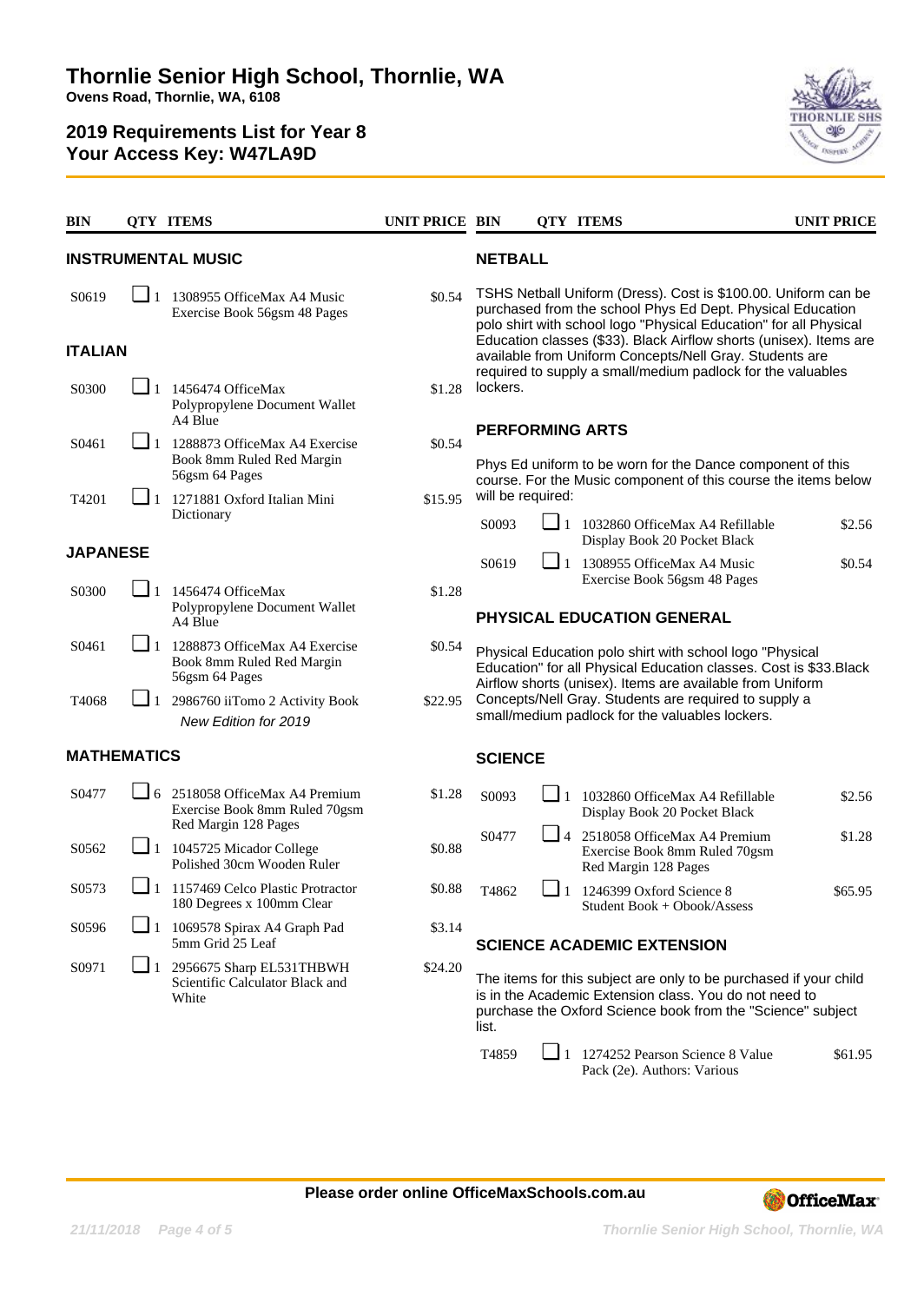# Thornlie Senior High School, Thornlie, WA

**Ovens Road, Thornlie, WA, 6108**

## 2019 Requirements List for Year 8
## Your Access Key: W47LA9D

### INSTRUMENTAL MUSIC

| BIN | QTY | ITEMS | UNIT PRICE |
|---|---|---|---|
| S0619 | 1 | 1308955 OfficeMax A4 Music Exercise Book 56gsm 48 Pages | $0.54 |

### ITALIAN

| BIN | QTY | ITEMS | UNIT PRICE |
|---|---|---|---|
| S0300 | 1 | 1456474 OfficeMax Polypropylene Document Wallet A4 Blue | $1.28 |
| S0461 | 1 | 1288873 OfficeMax A4 Exercise Book 8mm Ruled Red Margin 56gsm 64 Pages | $0.54 |
| T4201 | 1 | 1271881 Oxford Italian Mini Dictionary | $15.95 |

### JAPANESE

| BIN | QTY | ITEMS | UNIT PRICE |
|---|---|---|---|
| S0300 | 1 | 1456474 OfficeMax Polypropylene Document Wallet A4 Blue | $1.28 |
| S0461 | 1 | 1288873 OfficeMax A4 Exercise Book 8mm Ruled Red Margin 56gsm 64 Pages | $0.54 |
| T4068 | 1 | 2986760 iiTomo 2 Activity Book *New Edition for 2019* | $22.95 |

### MATHEMATICS

| BIN | QTY | ITEMS | UNIT PRICE |
|---|---|---|---|
| S0477 | 6 | 2518058 OfficeMax A4 Premium Exercise Book 8mm Ruled 70gsm Red Margin 128 Pages | $1.28 |
| S0562 | 1 | 1045725 Micador College Polished 30cm Wooden Ruler | $0.88 |
| S0573 | 1 | 1157469 Celco Plastic Protractor 180 Degrees x 100mm Clear | $0.88 |
| S0596 | 1 | 1069578 Spirax A4 Graph Pad 5mm Grid 25 Leaf | $3.14 |
| S0971 | 1 | 2956675 Sharp EL531THBWH Scientific Calculator Black and White | $24.20 |

### NETBALL

TSHS Netball Uniform (Dress). Cost is $100.00. Uniform can be purchased from the school Phys Ed Dept. Physical Education polo shirt with school logo "Physical Education" for all Physical Education classes ($33). Black Airflow shorts (unisex). Items are available from Uniform Concepts/Nell Gray. Students are required to supply a small/medium padlock for the valuables lockers.

### PERFORMING ARTS

Phys Ed uniform to be worn for the Dance component of this course. For the Music component of this course the items below will be required:

| BIN | QTY | ITEMS | UNIT PRICE |
|---|---|---|---|
| S0093 | 1 | 1032860 OfficeMax A4 Refillable Display Book 20 Pocket Black | $2.56 |
| S0619 | 1 | 1308955 OfficeMax A4 Music Exercise Book 56gsm 48 Pages | $0.54 |

### PHYSICAL EDUCATION GENERAL

Physical Education polo shirt with school logo "Physical Education" for all Physical Education classes. Cost is $33.Black Airflow shorts (unisex). Items are available from Uniform Concepts/Nell Gray. Students are required to supply a small/medium padlock for the valuables lockers.

### SCIENCE

| BIN | QTY | ITEMS | UNIT PRICE |
|---|---|---|---|
| S0093 | 1 | 1032860 OfficeMax A4 Refillable Display Book 20 Pocket Black | $2.56 |
| S0477 | 4 | 2518058 OfficeMax A4 Premium Exercise Book 8mm Ruled 70gsm Red Margin 128 Pages | $1.28 |
| T4862 | 1 | 1246399 Oxford Science 8 Student Book + Obook/Assess | $65.95 |

### SCIENCE ACADEMIC EXTENSION

The items for this subject are only to be purchased if your child is in the Academic Extension class. You do not need to purchase the Oxford Science book from the "Science" subject list.

| BIN | QTY | ITEMS | UNIT PRICE |
|---|---|---|---|
| T4859 | 1 | 1274252 Pearson Science 8 Value Pack (2e). Authors: Various | $61.95 |

**Please order online OfficeMaxSchools.com.au**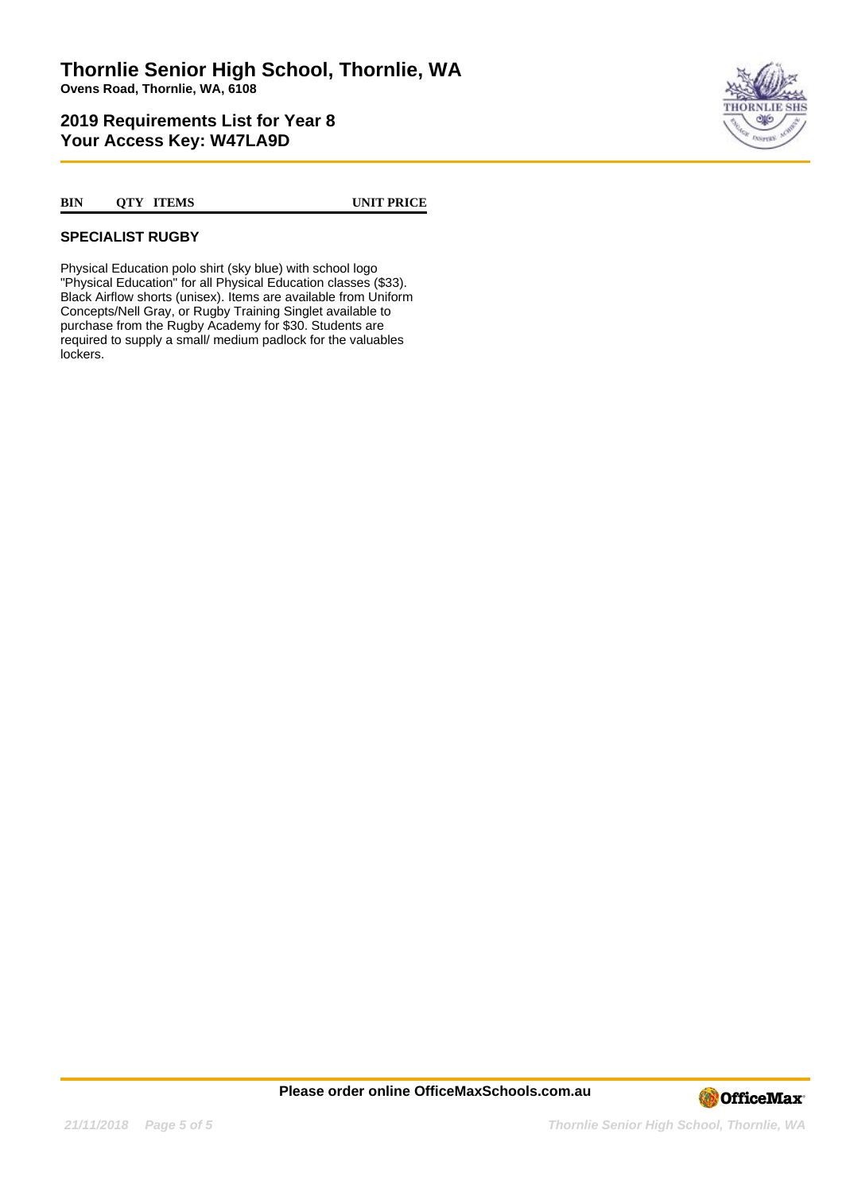# Thornlie Senior High School, Thornlie, WA

**Ovens Road, Thornlie, WA, 6108**

## 2019 Requirements List for Year 8
## Your Access Key: W47LA9D

| BIN | QTY | ITEMS | UNIT PRICE |
|---|---|---|---|

### SPECIALIST RUGBY

Physical Education polo shirt (sky blue) with school logo "Physical Education" for all Physical Education classes ($33). Black Airflow shorts (unisex). Items are available from Uniform Concepts/Nell Gray, or Rugby Training Singlet available to purchase from the Rugby Academy for $30. Students are required to supply a small/ medium padlock for the valuables lockers.

**Please order online OfficeMaxSchools.com.au**